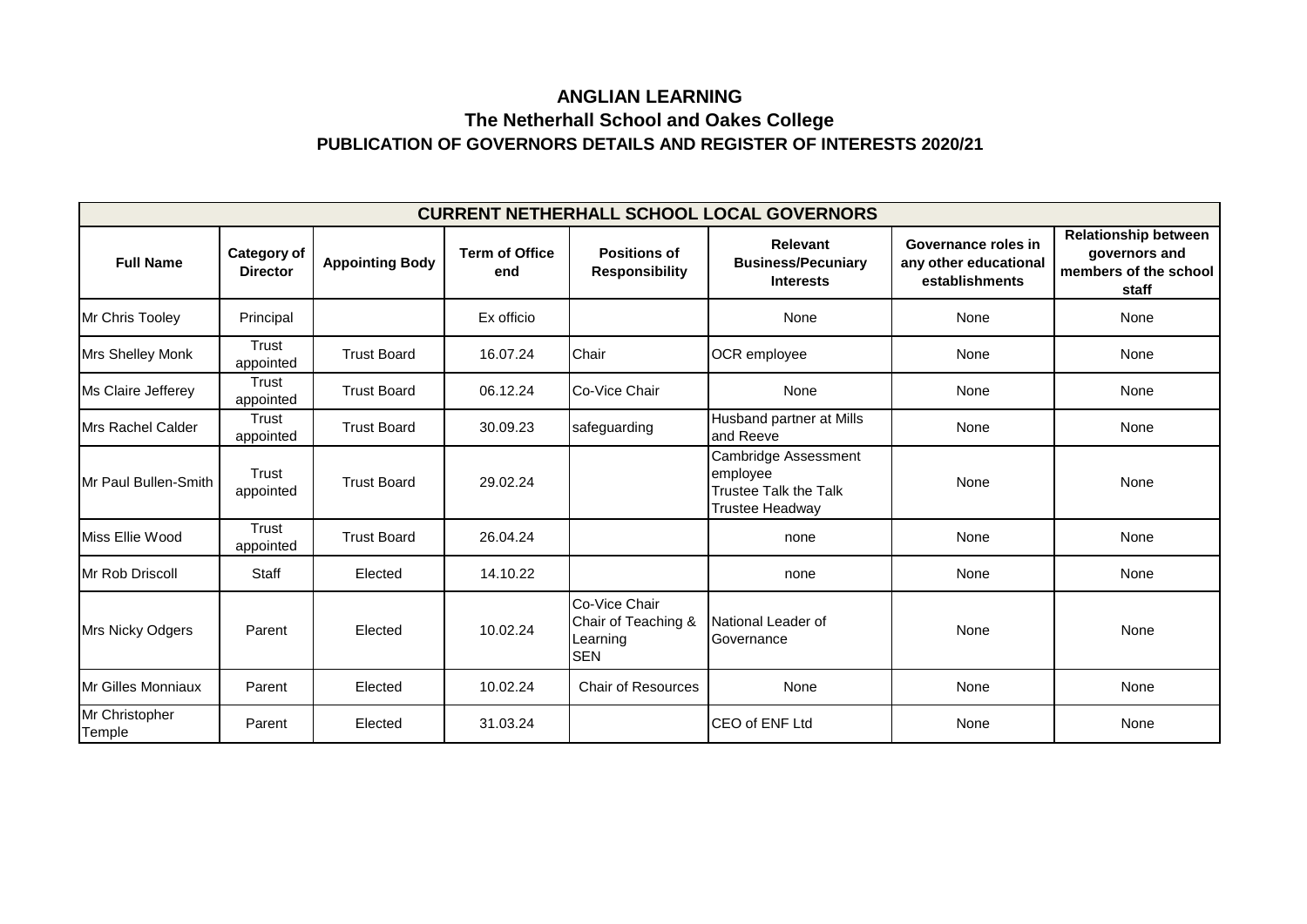# ANGLIAN LEARNING

## The Netherhall School and Oakes College

### PUBLICATION OF GOVERNORS DETAILS AND REGISTER OF INTERESTS 2020/21

| CURRENT NETHERHALL SCHOOL LOCAL GOVERNORS | | | | | | | |
|---|---|---|---|---|---|---|---|
| **Full Name** | **Category of Director** | **Appointing Body** | **Term of Office end** | **Positions of Responsibility** | **Relevant Business/Pecuniary Interests** | **Governance roles in any other educational establishments** | **Relationship between governors and members of the school staff** |
| Mr Chris Tooley | Principal | | Ex officio | | None | None | None |
| Mrs Shelley Monk | Trust appointed | Trust Board | 16.07.24 | Chair | OCR employee | None | None |
| Ms Claire Jefferey | Trust appointed | Trust Board | 06.12.24 | Co-Vice Chair | None | None | None |
| Mrs Rachel Calder | Trust appointed | Trust Board | 30.09.23 | safeguarding | Husband partner at Mills and Reeve | None | None |
| Mr Paul Bullen-Smith | Trust appointed | Trust Board | 29.02.24 | | Cambridge Assessment employee<br>Trustee Talk the Talk<br>Trustee Headway | None | None |
| Miss Ellie Wood | Trust appointed | Trust Board | 26.04.24 | | none | None | None |
| Mr Rob Driscoll | Staff | Elected | 14.10.22 | | none | None | None |
| Mrs Nicky Odgers | Parent | Elected | 10.02.24 | Co-Vice Chair<br>Chair of Teaching & Learning<br>SEN | National Leader of Governance | None | None |
| Mr Gilles Monniaux | Parent | Elected | 10.02.24 | Chair of Resources | None | None | None |
| Mr Christopher Temple | Parent | Elected | 31.03.24 | | CEO of ENF Ltd | None | None |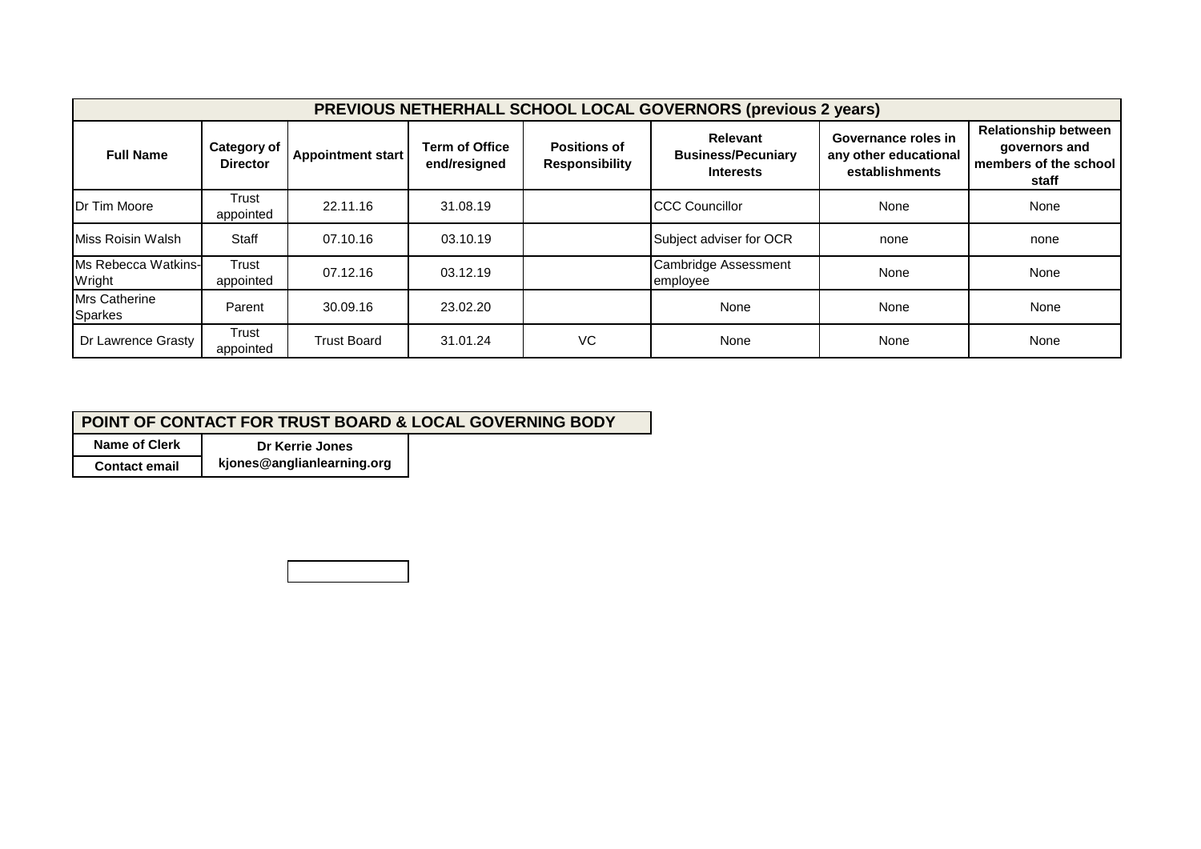## PREVIOUS NETHERHALL SCHOOL LOCAL GOVERNORS (previous 2 years)

| Full Name | Category of Director | Appointment start | Term of Office end/resigned | Positions of Responsibility | Relevant Business/Pecuniary Interests | Governance roles in any other educational establishments | Relationship between governors and members of the school staff |
|---|---|---|---|---|---|---|---|
| Dr Tim Moore | Trust appointed | 22.11.16 | 31.08.19 | | CCC Councillor | None | None |
| Miss Roisin Walsh | Staff | 07.10.16 | 03.10.19 | | Subject adviser for OCR | none | none |
| Ms Rebecca Watkins-Wright | Trust appointed | 07.12.16 | 03.12.19 | | Cambridge Assessment employee | None | None |
| Mrs Catherine Sparkes | Parent | 30.09.16 | 23.02.20 | | None | None | None |
| Dr Lawrence Grasty | Trust appointed | Trust Board | 31.01.24 | VC | None | None | None |

## POINT OF CONTACT FOR TRUST BOARD & LOCAL GOVERNING BODY

| | |
|---|---|
| **Name of Clerk** | **Dr Kerrie Jones** |
| **Contact email** | **kjones@anglianlearning.org** |